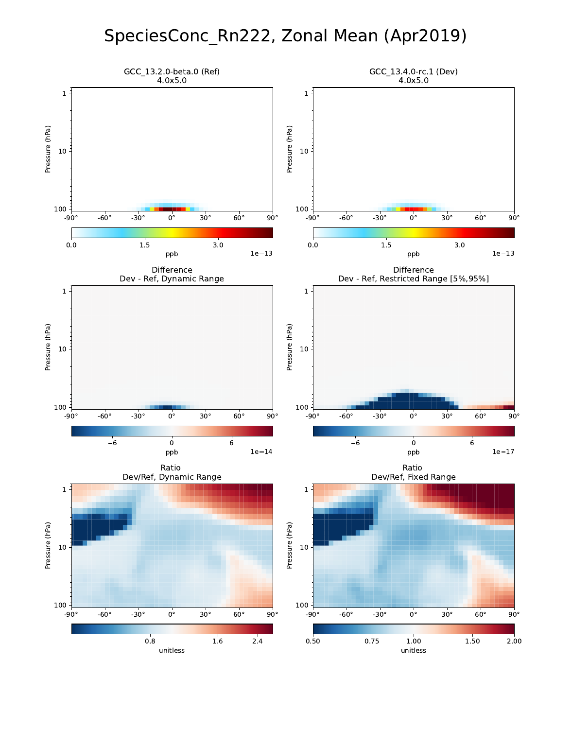# SpeciesConc_Rn222, Zonal Mean (Apr2019)

GCC_13.2.0-beta.0 (Ref)
4.0x5.0

GCC_13.4.0-rc.1 (Dev)
4.0x5.0

Difference
Dev - Ref, Dynamic Range

Difference
Dev - Ref, Restricted Range [5%,95%]

Ratio
Dev/Ref, Dynamic Range

Ratio
Dev/Ref, Fixed Range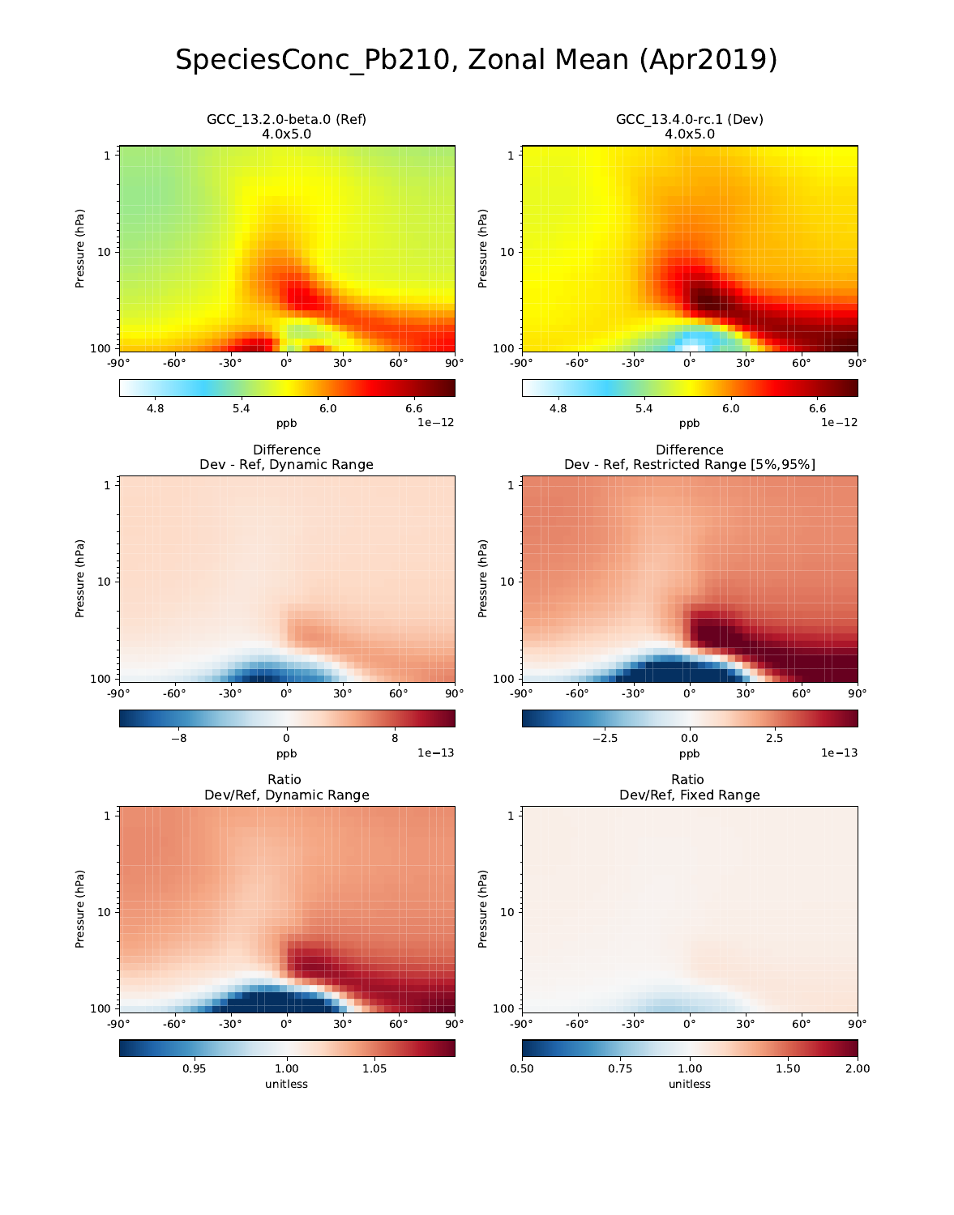# SpeciesConc_Pb210, Zonal Mean (Apr2019)

GCC_13.2.0-beta.0 (Ref)
4.0x5.0

GCC_13.4.0-rc.1 (Dev)
4.0x5.0

Difference
Dev - Ref, Dynamic Range

Difference
Dev - Ref, Restricted Range [5%,95%]

Ratio
Dev/Ref, Dynamic Range

Ratio
Dev/Ref, Fixed Range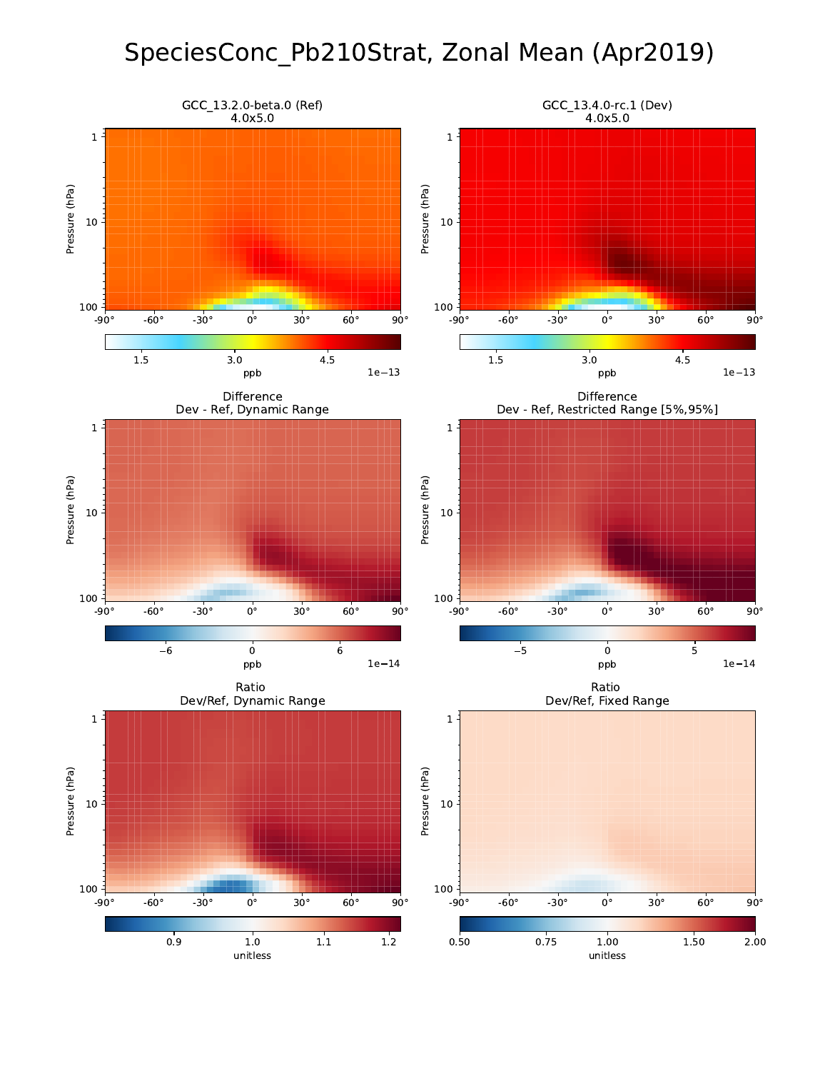# SpeciesConc_Pb210Strat, Zonal Mean (Apr2019)

GCC_13.2.0-beta.0 (Ref)
4.0x5.0

GCC_13.4.0-rc.1 (Dev)
4.0x5.0

Difference
Dev - Ref, Dynamic Range

Difference
Dev - Ref, Restricted Range [5%,95%]

Ratio
Dev/Ref, Dynamic Range

Ratio
Dev/Ref, Fixed Range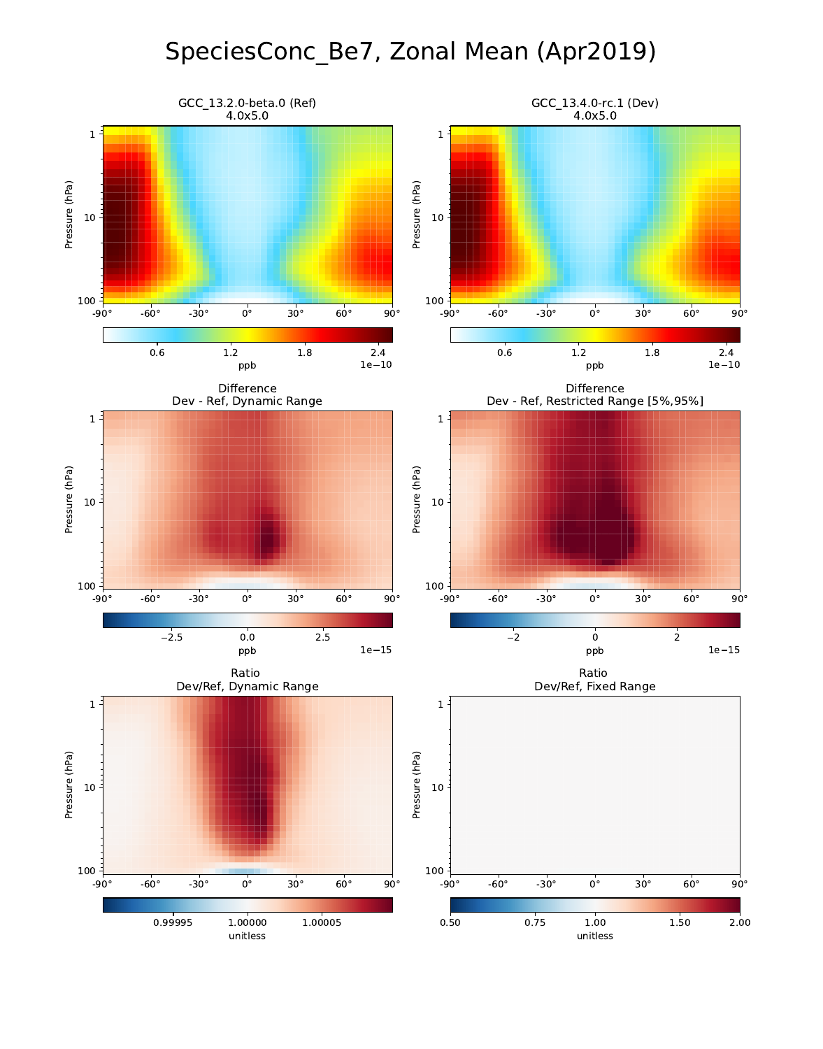# SpeciesConc_Be7, Zonal Mean (Apr2019)

GCC_13.2.0-beta.0 (Ref)
4.0x5.0

GCC_13.4.0-rc.1 (Dev)
4.0x5.0

Pressure (hPa): 1, 10, 100

-90°, -60°, -30°, 0°, 30°, 60°, 90°

ppb: 0.6, 1.2, 1.8, 2.4 (1e−10)

Difference
Dev - Ref, Dynamic Range

ppb: −2.5, 0.0, 2.5 (1e−15)

Difference
Dev - Ref, Restricted Range [5%,95%]

ppb: −2, 0, 2 (1e−15)

Ratio
Dev/Ref, Dynamic Range

unitless: 0.99995, 1.00000, 1.00005

Ratio
Dev/Ref, Fixed Range

unitless: 0.50, 0.75, 1.00, 1.50, 2.00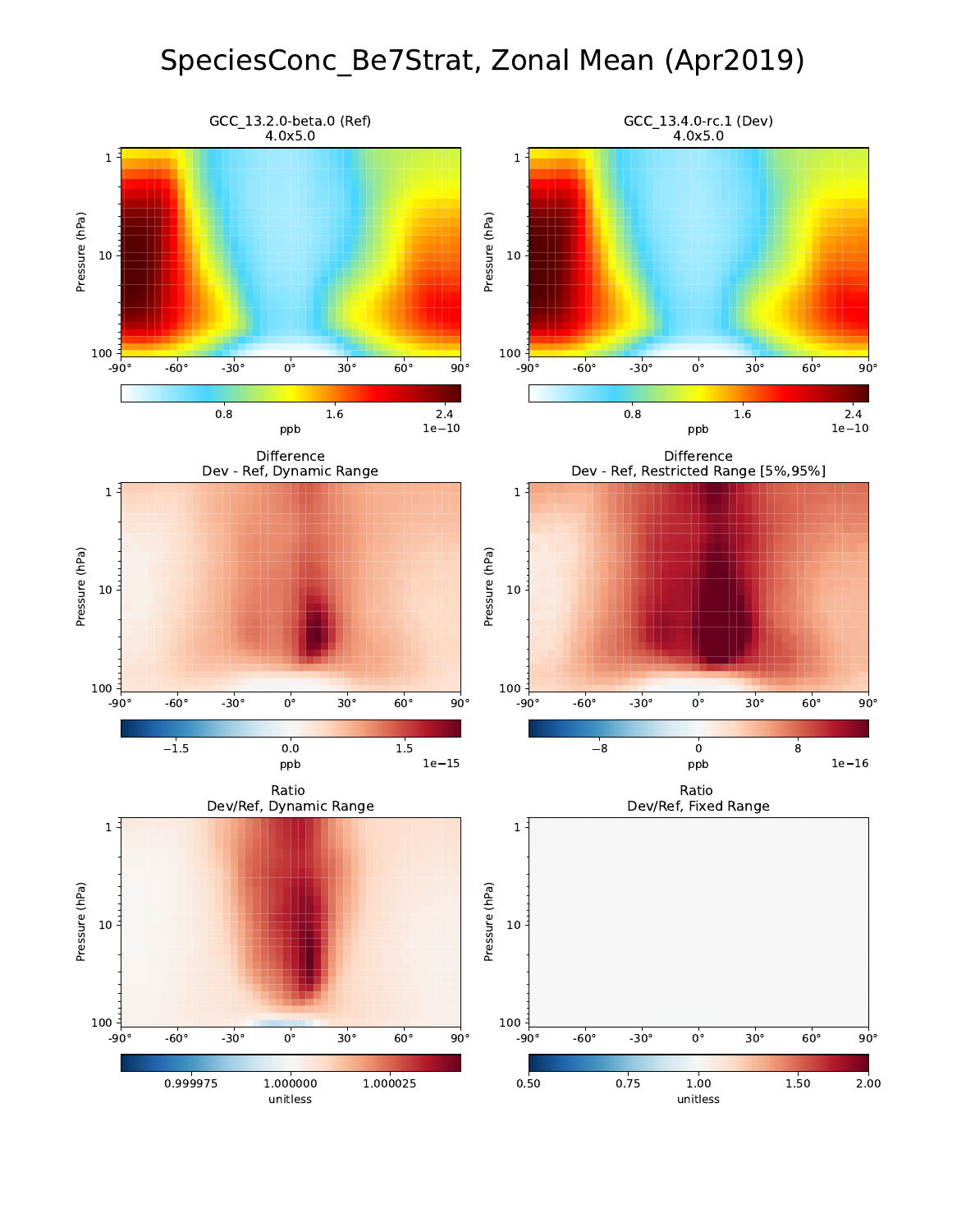# SpeciesConc_Be7Strat, Zonal Mean (Apr2019)

GCC_13.2.0-beta.0 (Ref)
4.0x5.0

GCC_13.4.0-rc.1 (Dev)
4.0x5.0

Difference
Dev - Ref, Dynamic Range

Difference
Dev - Ref, Restricted Range [5%,95%]

Ratio
Dev/Ref, Dynamic Range

Ratio
Dev/Ref, Fixed Range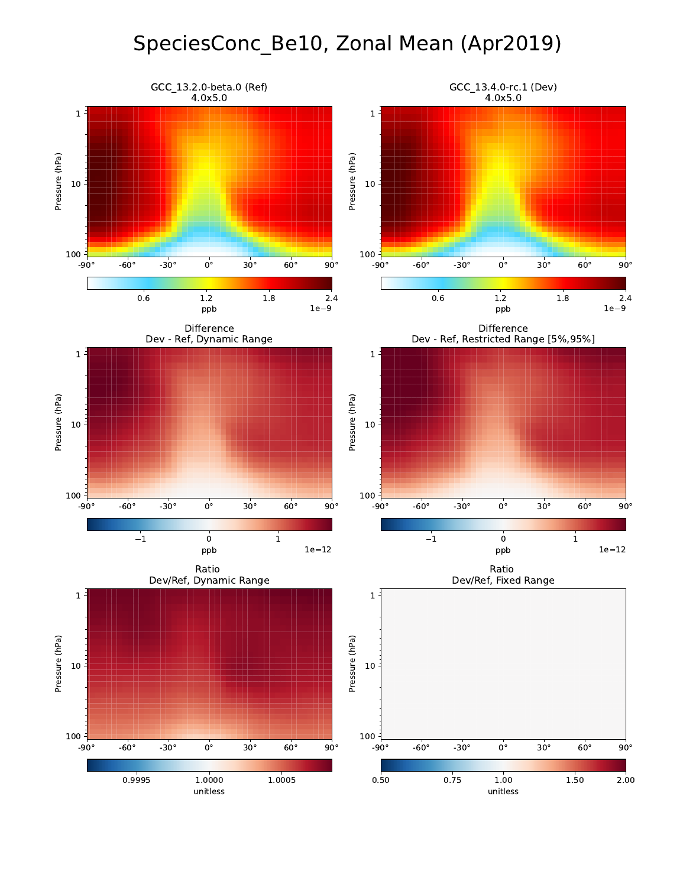# SpeciesConc_Be10, Zonal Mean (Apr2019)

GCC_13.2.0-beta.0 (Ref)
4.0x5.0

GCC_13.4.0-rc.1 (Dev)
4.0x5.0

Difference
Dev - Ref, Dynamic Range

Difference
Dev - Ref, Restricted Range [5%,95%]

Ratio
Dev/Ref, Dynamic Range

Ratio
Dev/Ref, Fixed Range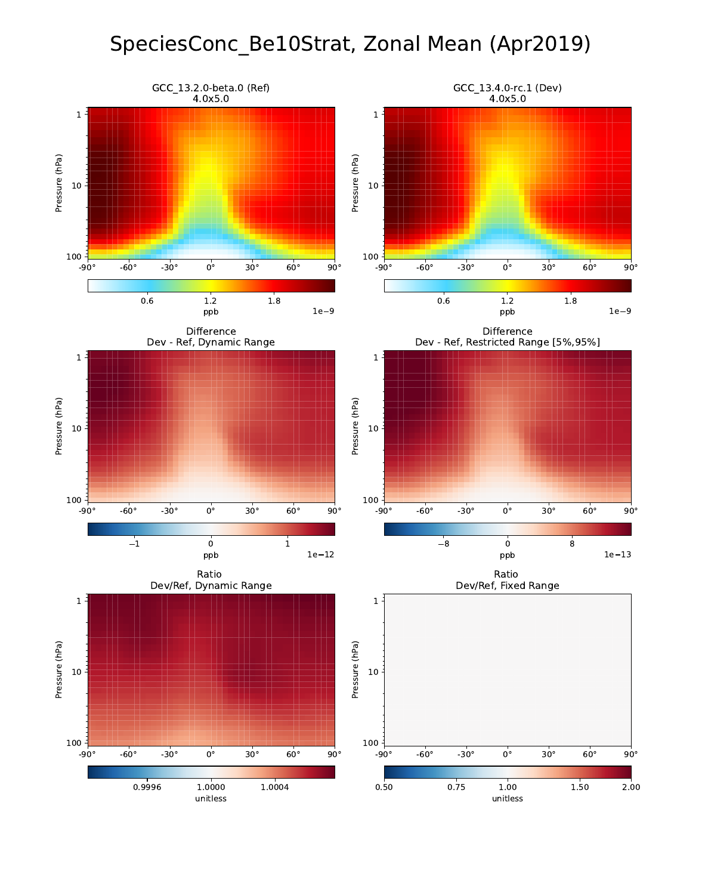# SpeciesConc_Be10Strat, Zonal Mean (Apr2019)

GCC_13.2.0-beta.0 (Ref)
4.0x5.0

Pressure (hPa)
1
10
100
-90° -60° -30° 0° 30° 60° 90°
0.6 1.2 1.8
ppb 1e−9

GCC_13.4.0-rc.1 (Dev)
4.0x5.0

Pressure (hPa)
1
10
100
-90° -60° -30° 0° 30° 60° 90°
0.6 1.2 1.8
ppb 1e−9

Difference
Dev - Ref, Dynamic Range

Pressure (hPa)
1
10
100
-90° -60° -30° 0° 30° 60° 90°
−1 0 1
ppb 1e−12

Difference
Dev - Ref, Restricted Range [5%,95%]

Pressure (hPa)
1
10
100
-90° -60° -30° 0° 30° 60° 90°
−8 0 8
ppb 1e−13

Ratio
Dev/Ref, Dynamic Range

Pressure (hPa)
1
10
100
-90° -60° -30° 0° 30° 60° 90°
0.9996 1.0000 1.0004
unitless

Ratio
Dev/Ref, Fixed Range

Pressure (hPa)
1
10
100
-90° -60° -30° 0° 30° 60° 90°
0.50 0.75 1.00 1.50 2.00
unitless